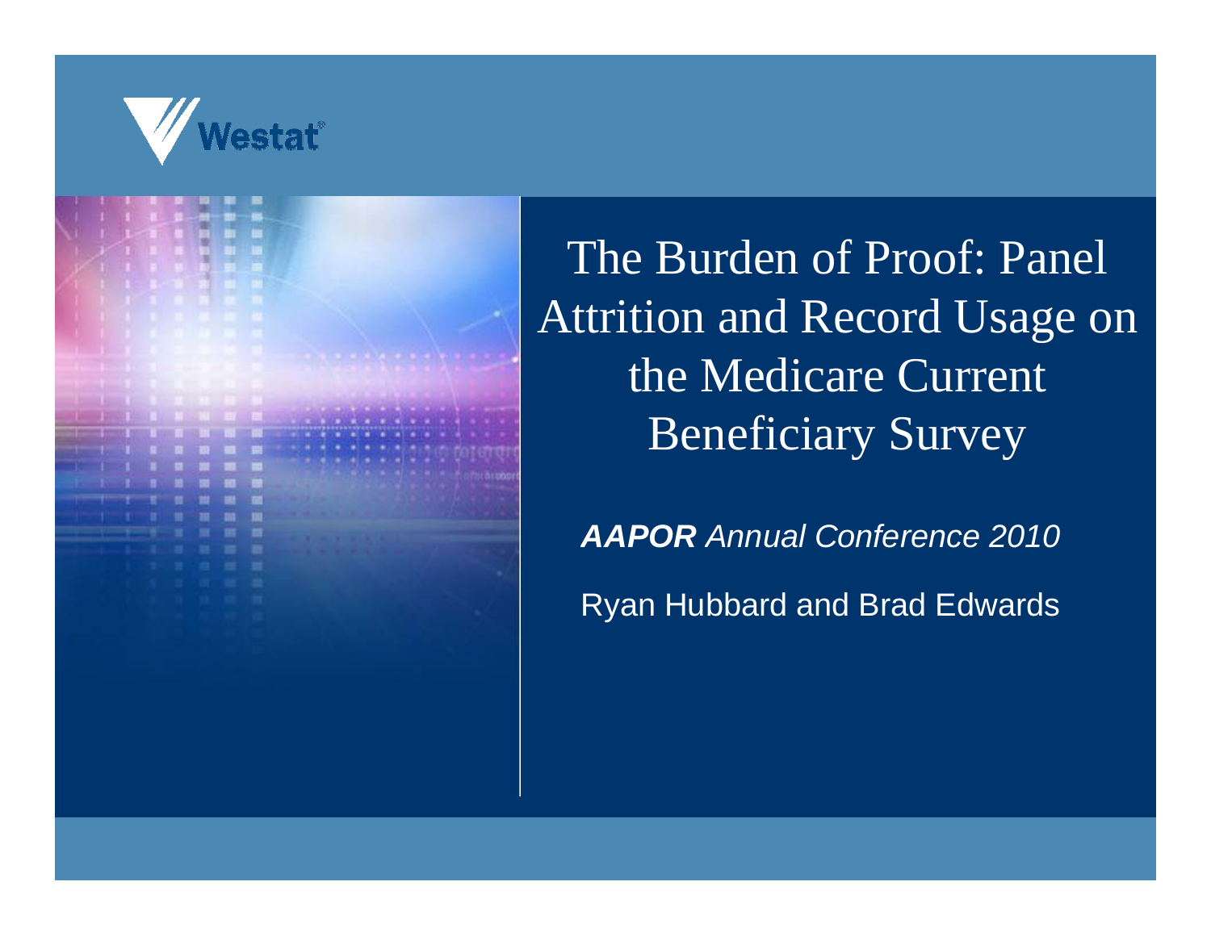Westat

# The Burden of Proof: Panel Attrition and Record Usage on the Medicare Current Beneficiary Survey

***AAPOR** Annual Conference 2010*

Ryan Hubbard and Brad Edwards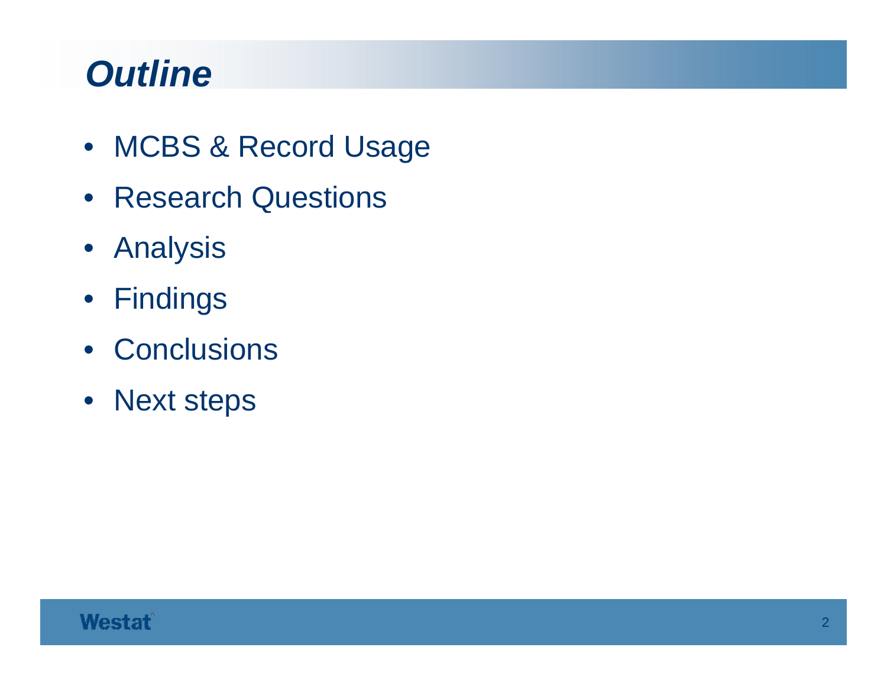# *Outline*

- MCBS & Record Usage
- Research Questions
- Analysis
- Findings
- Conclusions
- Next steps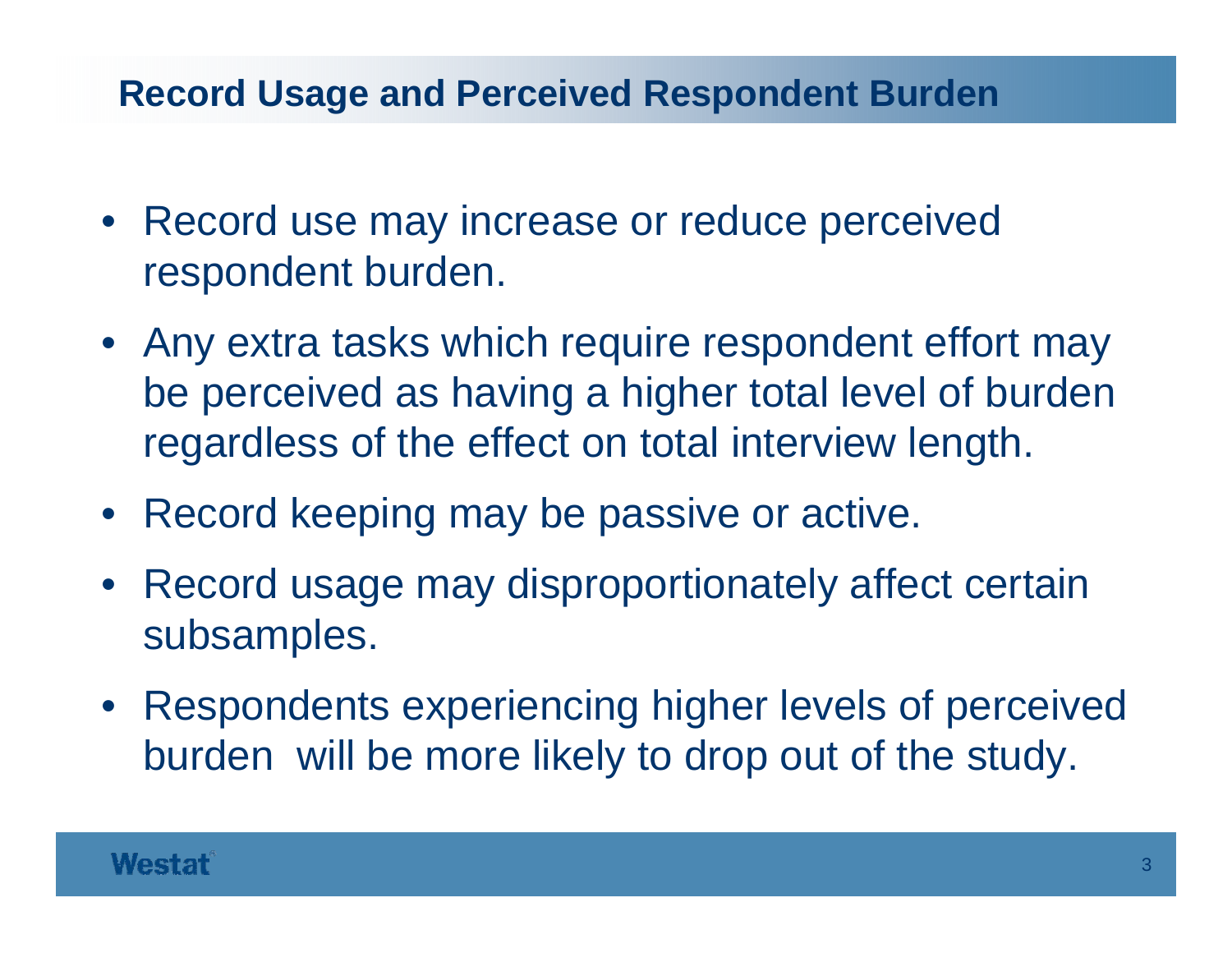## Record Usage and Perceived Respondent Burden

- Record use may increase or reduce perceived respondent burden.
- Any extra tasks which require respondent effort may be perceived as having a higher total level of burden regardless of the effect on total interview length.
- Record keeping may be passive or active.
- Record usage may disproportionately affect certain subsamples.
- Respondents experiencing higher levels of perceived burden will be more likely to drop out of the study.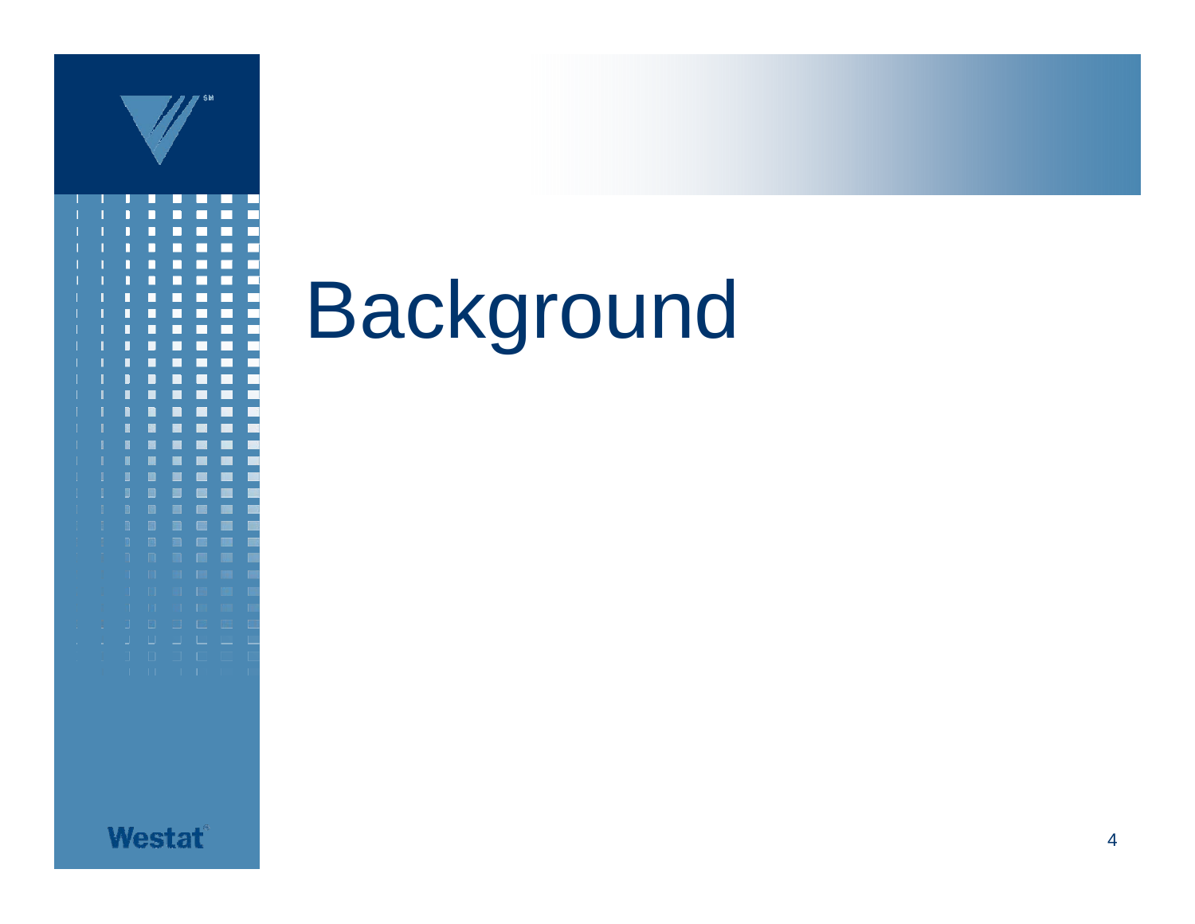# Background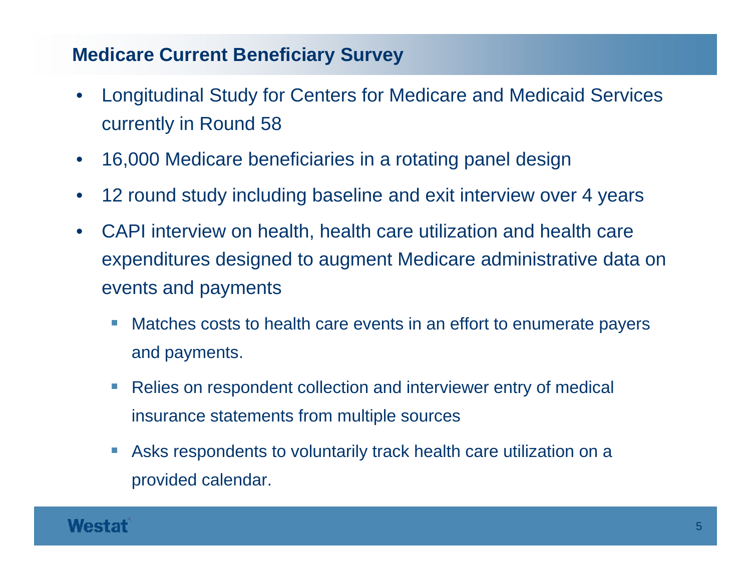## Medicare Current Beneficiary Survey

- Longitudinal Study for Centers for Medicare and Medicaid Services currently in Round 58
- 16,000 Medicare beneficiaries in a rotating panel design
- 12 round study including baseline and exit interview over 4 years
- CAPI interview on health, health care utilization and health care expenditures designed to augment Medicare administrative data on events and payments
  - Matches costs to health care events in an effort to enumerate payers and payments.
  - Relies on respondent collection and interviewer entry of medical insurance statements from multiple sources
  - Asks respondents to voluntarily track health care utilization on a provided calendar.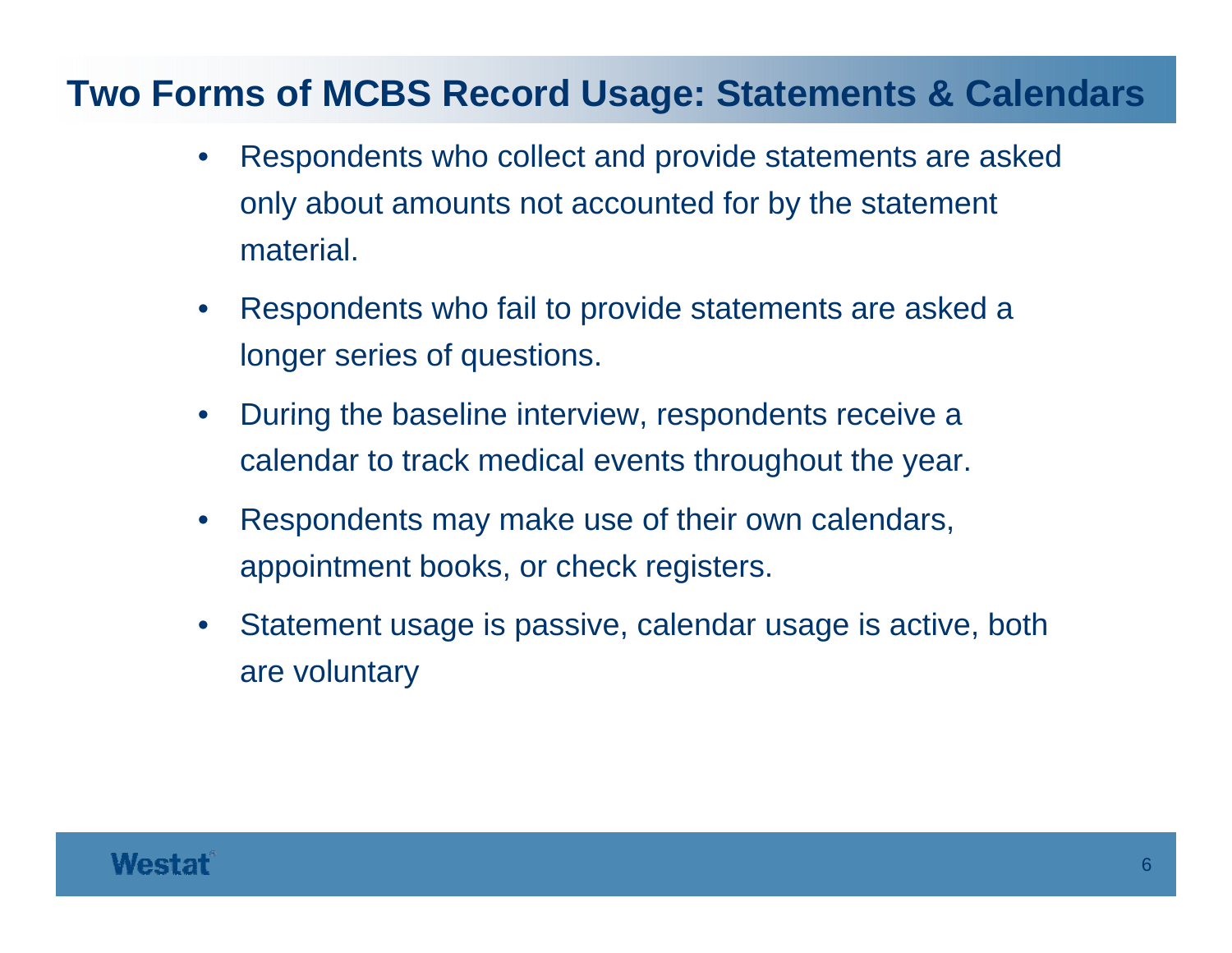# Two Forms of MCBS Record Usage: Statements & Calendars

- Respondents who collect and provide statements are asked only about amounts not accounted for by the statement material.
- Respondents who fail to provide statements are asked a longer series of questions.
- During the baseline interview, respondents receive a calendar to track medical events throughout the year.
- Respondents may make use of their own calendars, appointment books, or check registers.
- Statement usage is passive, calendar usage is active, both are voluntary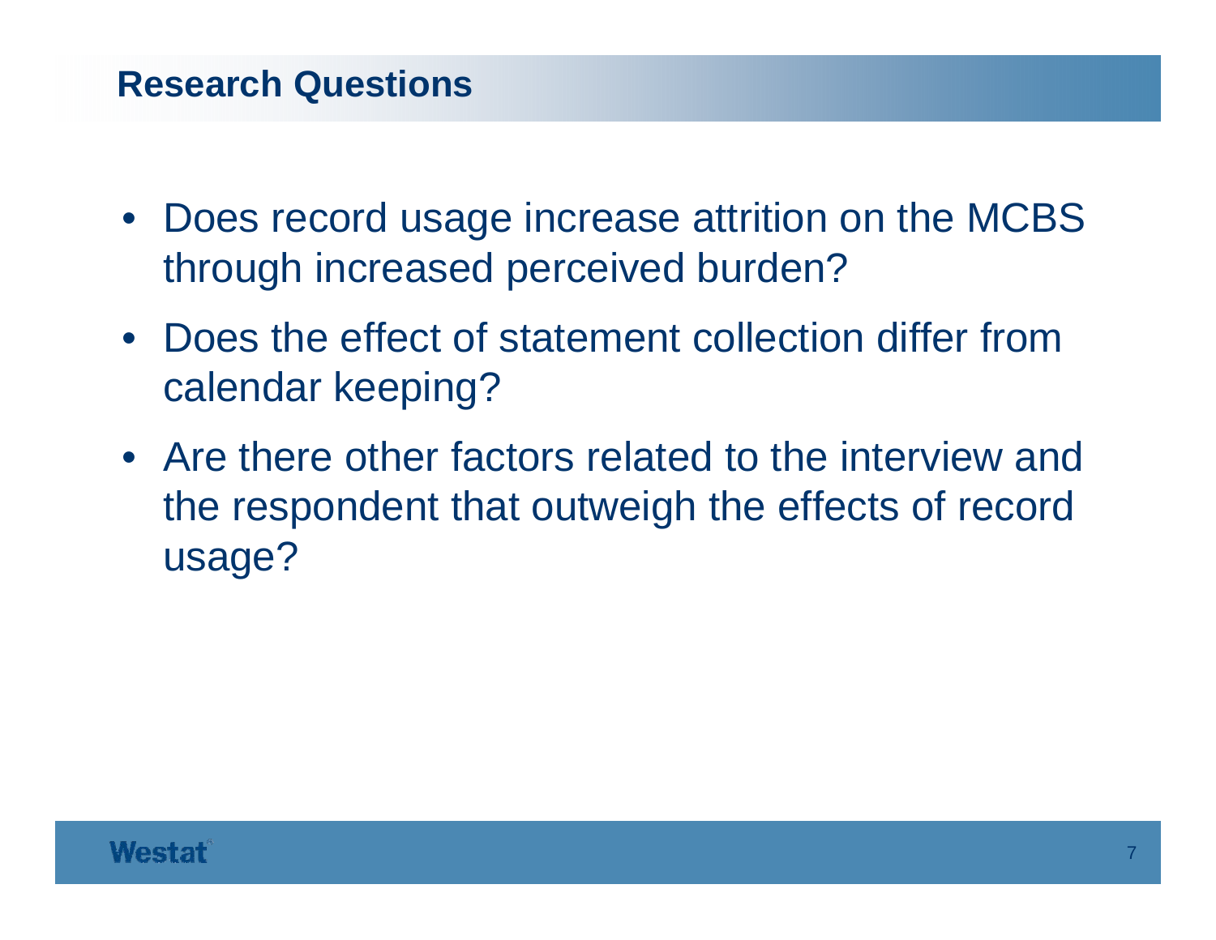## Research Questions

- Does record usage increase attrition on the MCBS through increased perceived burden?
- Does the effect of statement collection differ from calendar keeping?
- Are there other factors related to the interview and the respondent that outweigh the effects of record usage?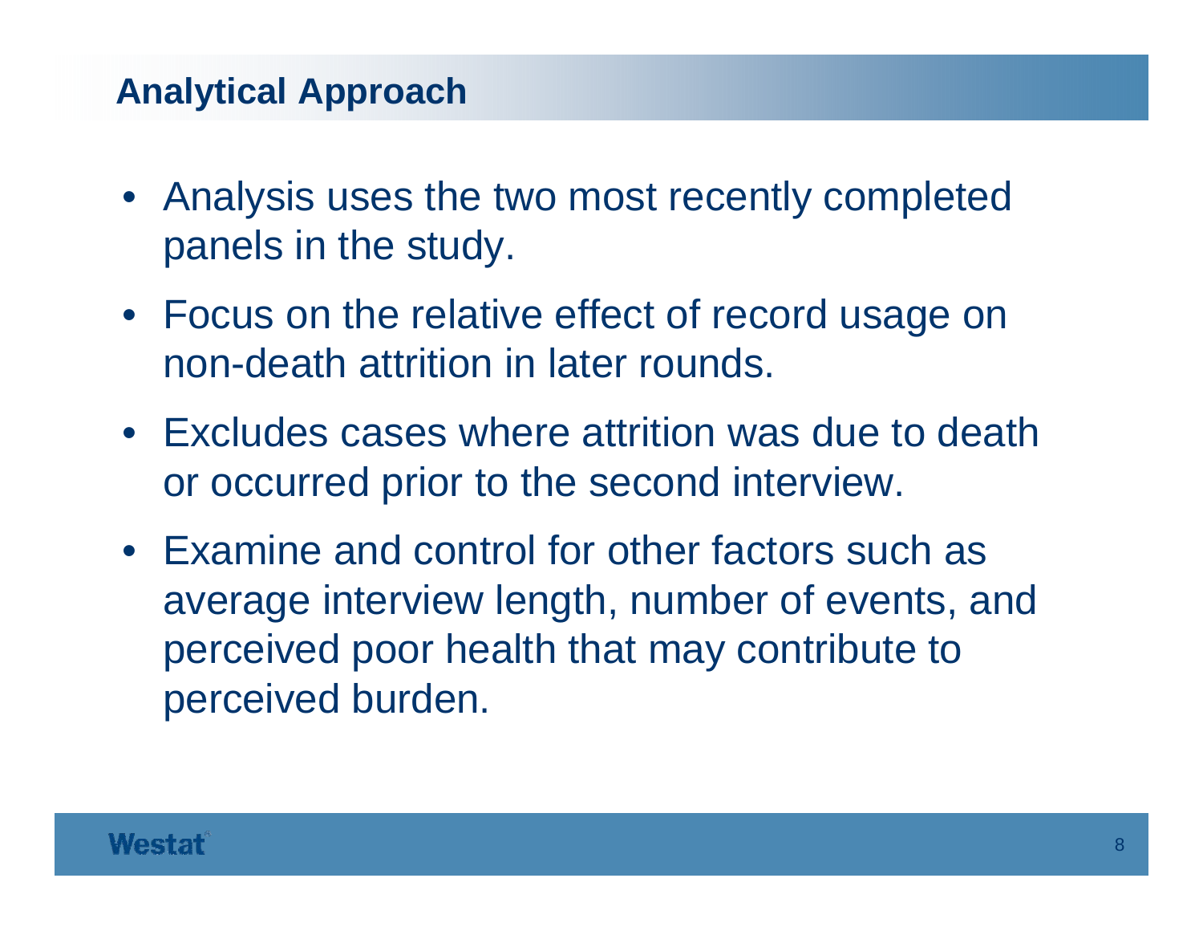## Analytical Approach

- Analysis uses the two most recently completed panels in the study.
- Focus on the relative effect of record usage on non-death attrition in later rounds.
- Excludes cases where attrition was due to death or occurred prior to the second interview.
- Examine and control for other factors such as average interview length, number of events, and perceived poor health that may contribute to perceived burden.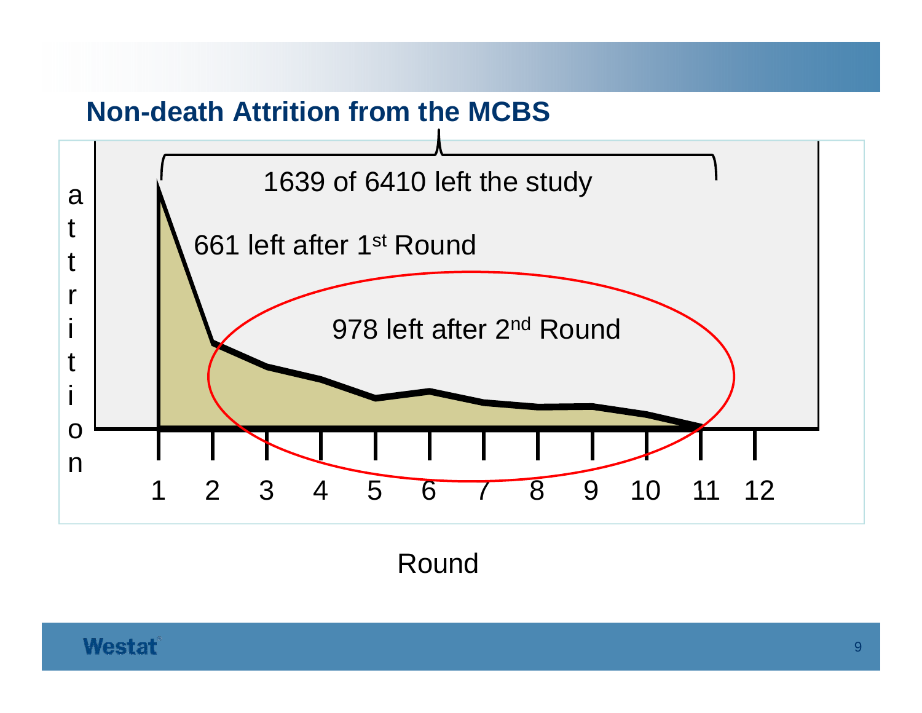## Non-death Attrition from the MCBS

1639 of 6410 left the study

661 left after 1st Round

978 left after 2nd Round

attrition

1 2 3 4 5 6 7 8 9 10 11 12

Round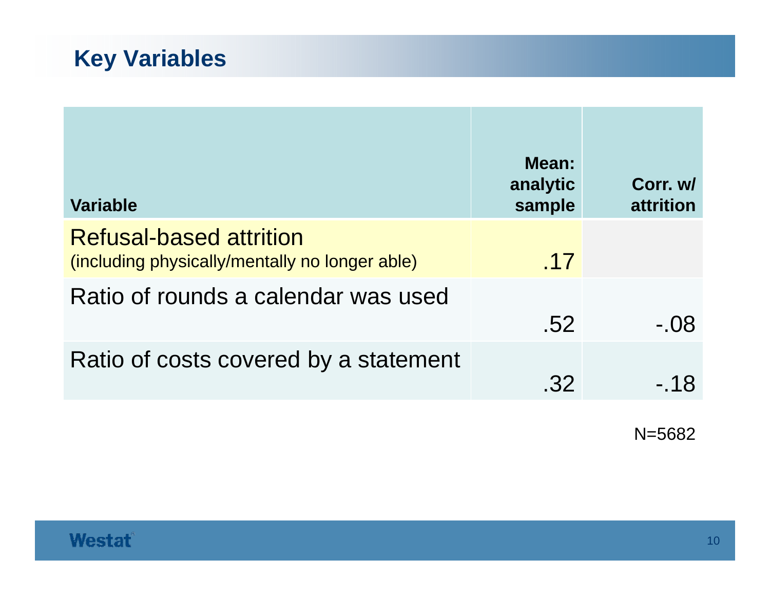## Key Variables

| Variable | Mean: analytic sample | Corr. w/ attrition |
|---|---|---|
| Refusal-based attrition (including physically/mentally no longer able) | .17 | |
| Ratio of rounds a calendar was used | .52 | -.08 |
| Ratio of costs covered by a statement | .32 | -.18 |

N=5682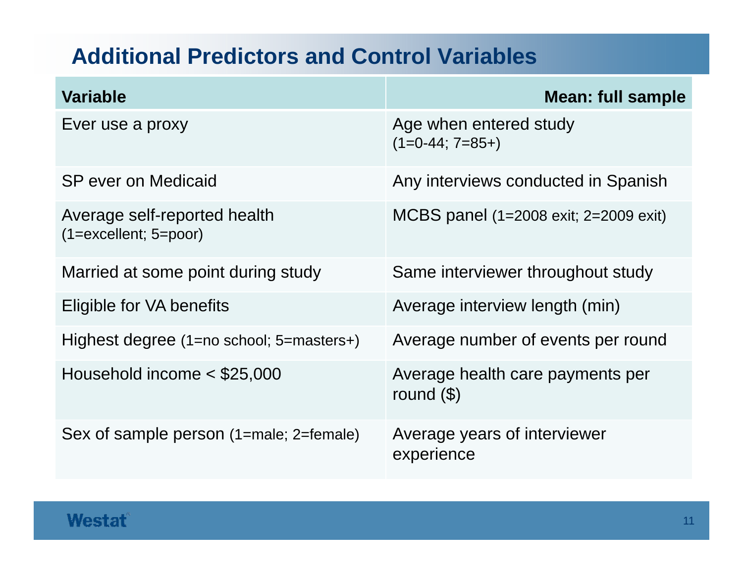## Additional Predictors and Control Variables

| Variable | Mean: full sample |
|---|---|
| Ever use a proxy | Age when entered study (1=0-44; 7=85+) |
| SP ever on Medicaid | Any interviews conducted in Spanish |
| Average self-reported health (1=excellent; 5=poor) | MCBS panel (1=2008 exit; 2=2009 exit) |
| Married at some point during study | Same interviewer throughout study |
| Eligible for VA benefits | Average interview length (min) |
| Highest degree (1=no school; 5=masters+) | Average number of events per round |
| Household income < $25,000 | Average health care payments per round ($) |
| Sex of sample person (1=male; 2=female) | Average years of interviewer experience |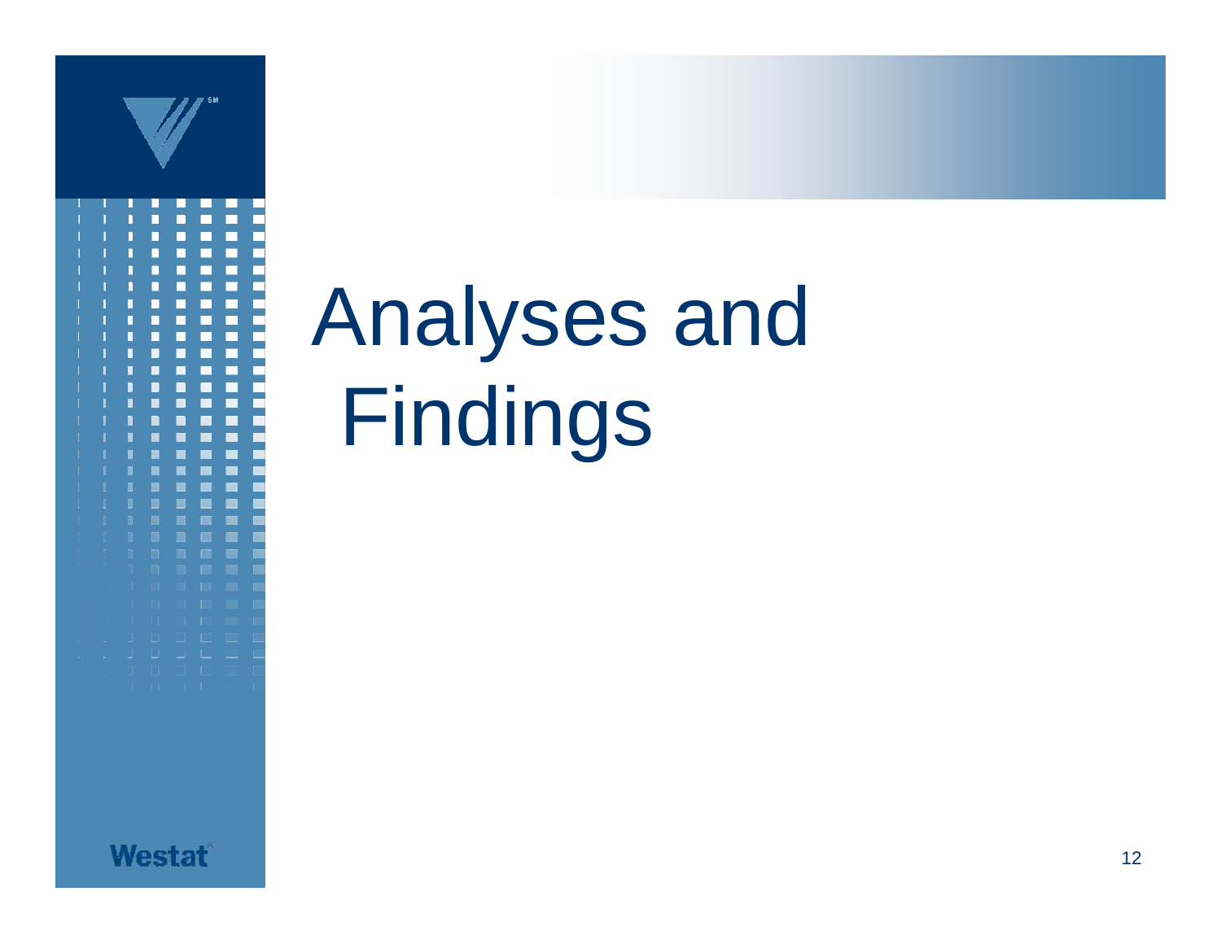# Analyses and Findings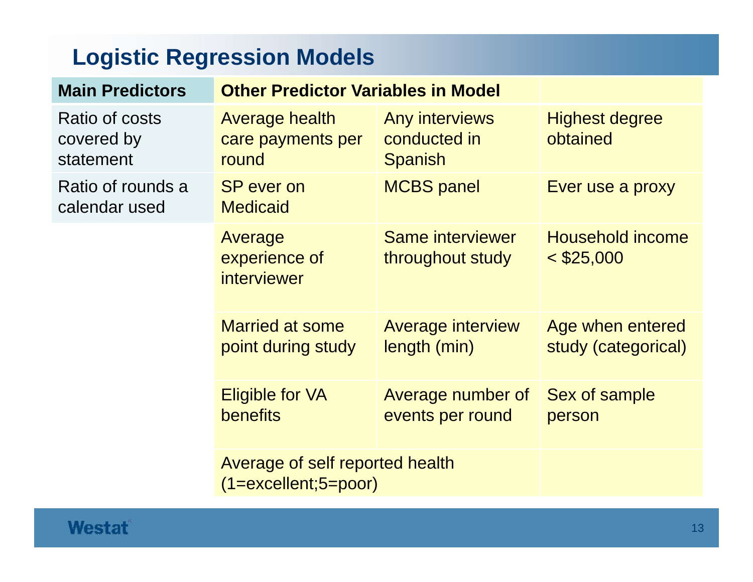## Logistic Regression Models

| Main Predictors | Other Predictor Variables in Model | | |
|---|---|---|---|
| Ratio of costs covered by statement | Average health care payments per round | Any interviews conducted in Spanish | Highest degree obtained |
| Ratio of rounds a calendar used | SP ever on Medicaid | MCBS panel | Ever use a proxy |
| | Average experience of interviewer | Same interviewer throughout study | Household income < $25,000 |
| | Married at some point during study | Average interview length (min) | Age when entered study (categorical) |
| | Eligible for VA benefits | Average number of events per round | Sex of sample person |
| | Average of self reported health (1=excellent;5=poor) | | |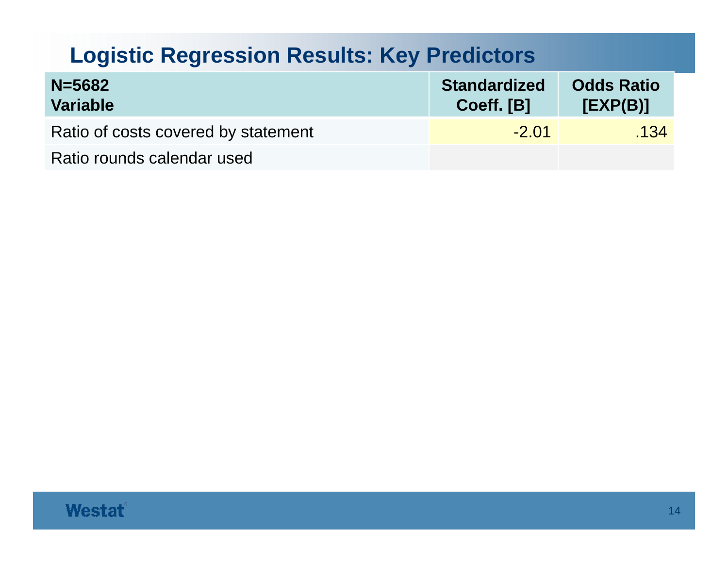## Logistic Regression Results: Key Predictors

| N=5682 Variable | Standardized Coeff. [B] | Odds Ratio [EXP(B)] |
|---|---|---|
| Ratio of costs covered by statement | -2.01 | .134 |
| Ratio rounds calendar used | | |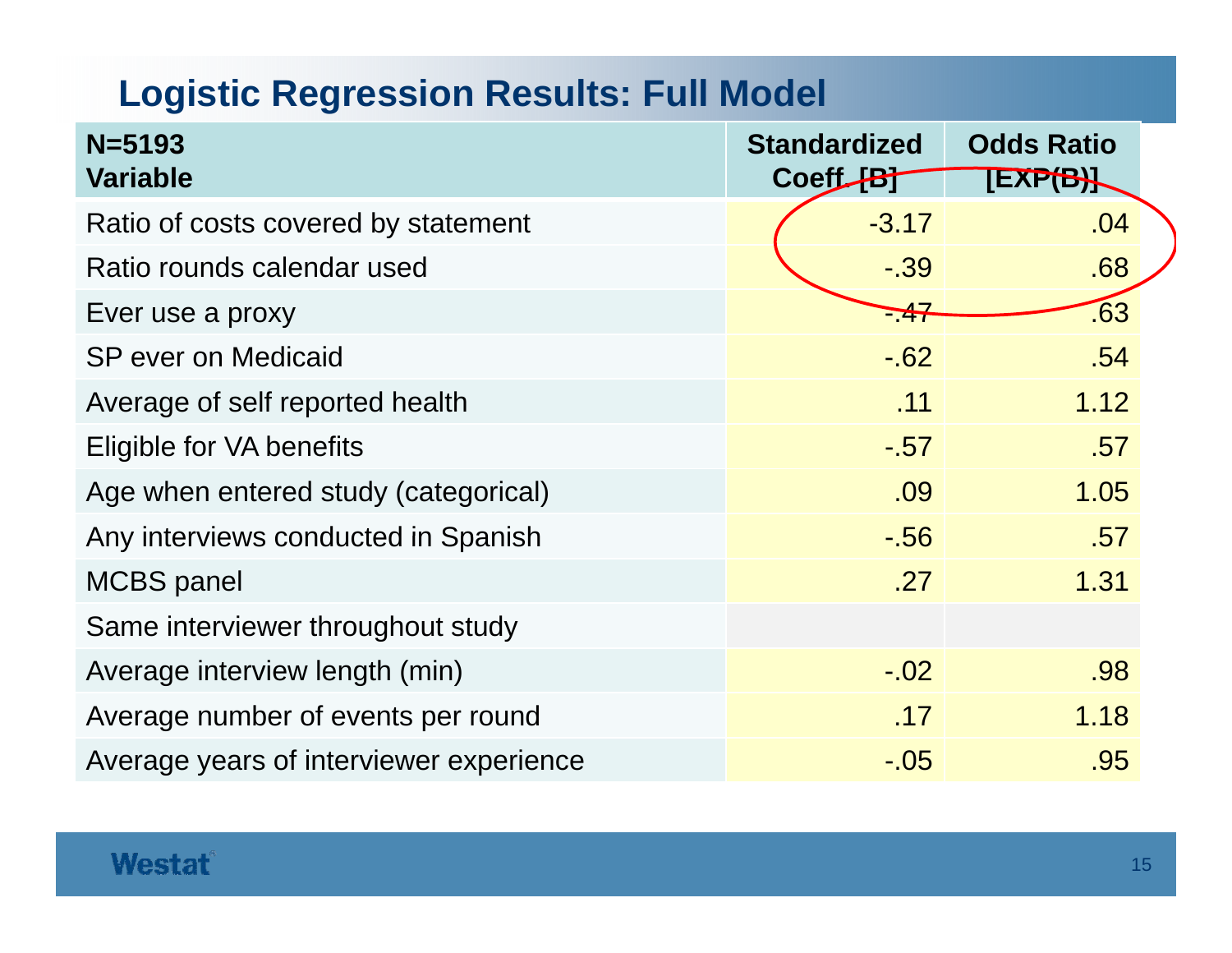# Logistic Regression Results: Full Model

| N=5193<br>Variable | Standardized Coeff. [B] | Odds Ratio [EXP(B)] |
|---|---|---|
| Ratio of costs covered by statement | -3.17 | .04 |
| Ratio rounds calendar used | -.39 | .68 |
| Ever use a proxy | -.47 | .63 |
| SP ever on Medicaid | -.62 | .54 |
| Average of self reported health | .11 | 1.12 |
| Eligible for VA benefits | -.57 | .57 |
| Age when entered study (categorical) | .09 | 1.05 |
| Any interviews conducted in Spanish | -.56 | .57 |
| MCBS panel | .27 | 1.31 |
| Same interviewer throughout study | | |
| Average interview length (min) | -.02 | .98 |
| Average number of events per round | .17 | 1.18 |
| Average years of interviewer experience | -.05 | .95 |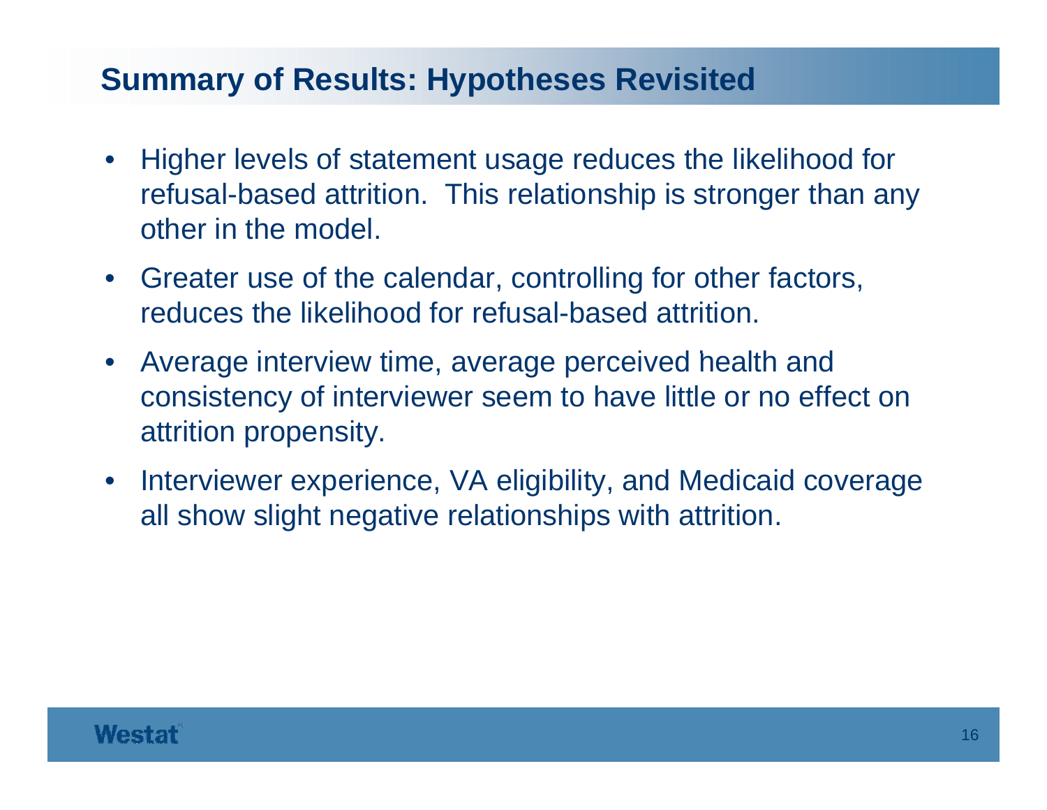## Summary of Results: Hypotheses Revisited

- Higher levels of statement usage reduces the likelihood for refusal-based attrition.  This relationship is stronger than any other in the model.
- Greater use of the calendar, controlling for other factors, reduces the likelihood for refusal-based attrition.
- Average interview time, average perceived health and consistency of interviewer seem to have little or no effect on attrition propensity.
- Interviewer experience, VA eligibility, and Medicaid coverage all show slight negative relationships with attrition.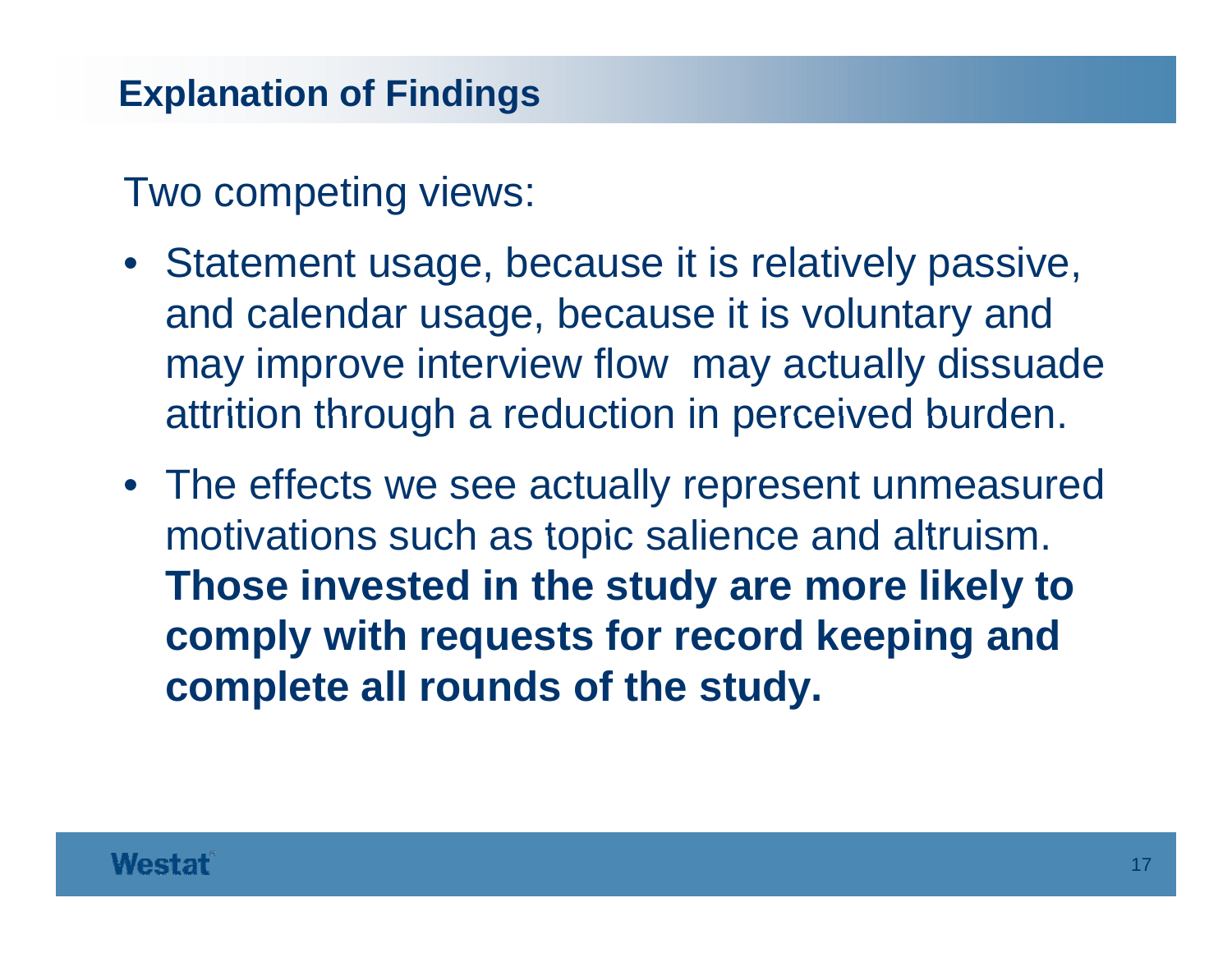## Explanation of Findings

Two competing views:

- Statement usage, because it is relatively passive, and calendar usage, because it is voluntary and may improve interview flow  may actually dissuade attrition through a reduction in perceived burden.
- The effects we see actually represent unmeasured motivations such as topic salience and altruism. **Those invested in the study are more likely to comply with requests for record keeping and complete all rounds of the study.**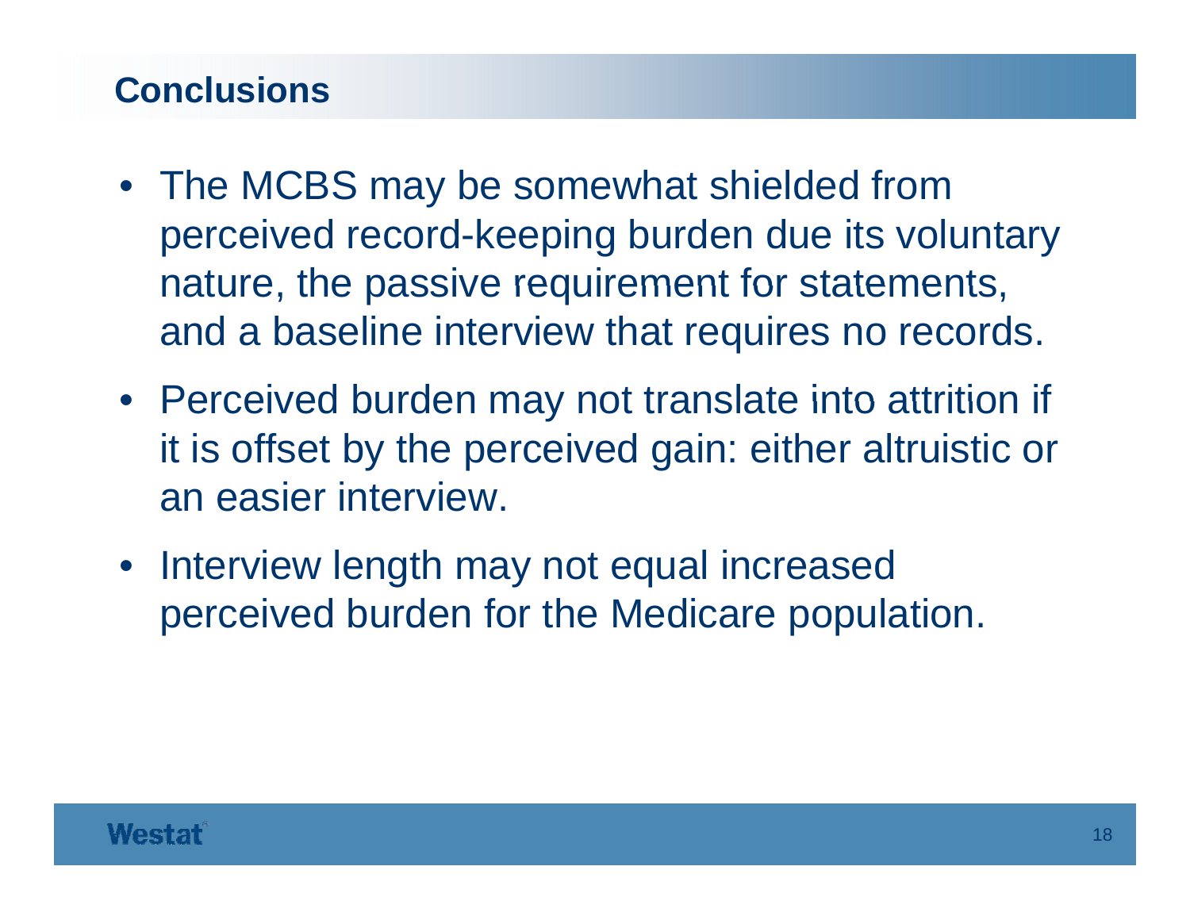## Conclusions

- The MCBS may be somewhat shielded from perceived record-keeping burden due its voluntary nature, the passive requirement for statements, and a baseline interview that requires no records.
- Perceived burden may not translate into attrition if it is offset by the perceived gain: either altruistic or an easier interview.
- Interview length may not equal increased perceived burden for the Medicare population.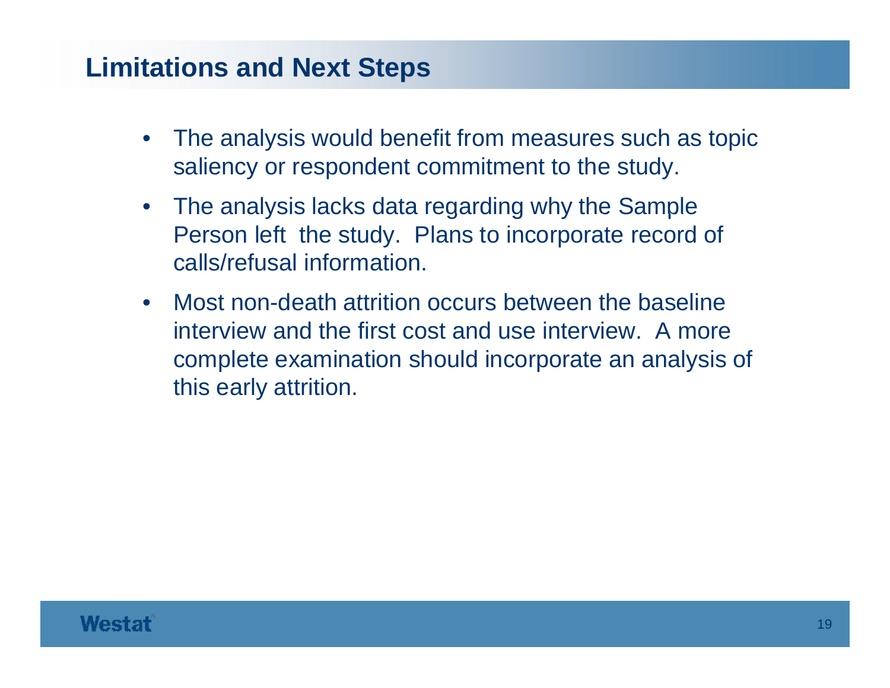## Limitations and Next Steps

- The analysis would benefit from measures such as topic saliency or respondent commitment to the study.
- The analysis lacks data regarding why the Sample Person left the study. Plans to incorporate record of calls/refusal information.
- Most non-death attrition occurs between the baseline interview and the first cost and use interview. A more complete examination should incorporate an analysis of this early attrition.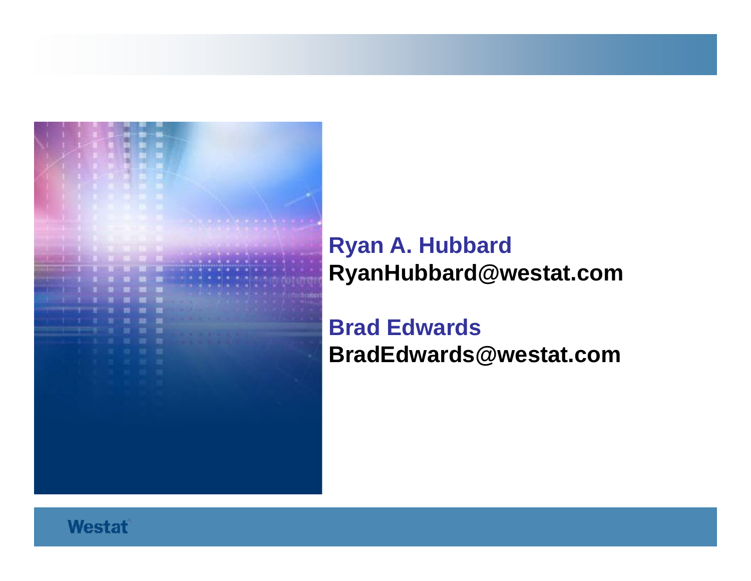**Ryan A. Hubbard**
**RyanHubbard@westat.com**

**Brad Edwards**
**BradEdwards@westat.com**